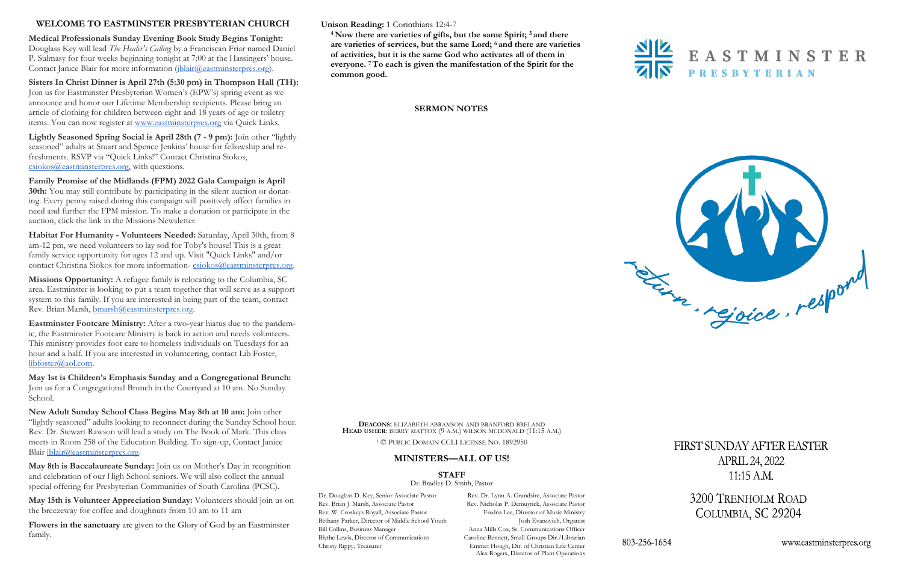## WELCOME TO EASTMINSTER PRESBYTERIAN CHURCH

**Medical Professionals Sunday Evening Book Study Begins Tonight:** Douglass Key will lead *The Healer's Calling* by a Franciscan Friar named Daniel P. Sulmasy for four weeks beginning tonight at 7:00 at the Hassingers' house. Contact Janice Blair for more information (jblair@eastminsterpres.org).

**Sisters In Christ Dinner is April 27th (5:30 pm) in Thompson Hall (TH):** Join us for Eastminster Presbyterian Women's (EPW's) spring event as we announce and honor our Lifetime Membership recipients. Please bring an article of clothing for children between eight and 18 years of age or toiletry items. You can now register at www.eastminsterpres.org via Quick Links.

**Lightly Seasoned Spring Social is April 28th (7 - 9 pm):** Join other "lightly seasoned" adults at Stuart and Spence Jenkins' house for fellowship and re-freshments. RSVP via "Quick Links!" Contact Christina Siokos, csiokos@eastminsterpres.org, with questions.

**Family Promise of the Midlands (FPM) 2022 Gala Campaign is April 30th:** You may still contribute by participating in the silent auction or donat-ing. Every penny raised during this campaign will positively affect families in need and further the FPM mission. To make a donation or participate in the auction, click the link in the Missions Newsletter.

**Habitat For Humanity - Volunteers Needed:** Saturday, April 30th, from 8 am-12 pm, we need volunteers to lay sod for Toby's house! This is a great family service opportunity for ages 12 and up. Visit "Quick Links" and/or contact Christina Siokos for more information- csiokos@eastminsterpres.org.

**Missions Opportunity:** A refugee family is relocating to the Columbia, SC area. Eastminster is looking to put a team together that will serve as a support system to this family. If you are interested in being part of the team, contact Rev. Brian Marsh, bmarsh@eastminsterpres.org.

**Eastminster Footcare Ministry:** After a two-year hiatus due to the pandem-ic, the Eastminster Footcare Ministry is back in action and needs volunteers. This ministry provides foot care to homeless individuals on Tuesdays for an hour and a half. If you are interested in volunteering, contact Lib Foster, libfoster@aol.com.

**May 1st is Children's Emphasis Sunday and a Congregational Brunch:** Join us for a Congregational Brunch in the Courtyard at 10 am. No Sunday School.

**New Adult Sunday School Class Begins May 8th at 10 am:** Join other "lightly seasoned" adults looking to reconnect during the Sunday School hour. Rev. Dr. Stewart Rawson will lead a study on The Book of Mark. This class meets in Room 258 of the Education Building. To sign-up, Contact Janice Blair jblair@eastminsterpres.org.

**May 8th is Baccalaureate Sunday:** Join us on Mother's Day in recognition and celebration of our High School seniors. We will also collect the annual special offering for Presbyterian Communities of South Carolina (PCSC).

**May 15th is Volunteer Appreciation Sunday:** Volunteers should join us on the breezeway for coffee and doughnuts from 10 am to 11 am

**Flowers in the sanctuary** are given to the Glory of God by an Eastminster family.

**Unison Reading:** 1 Corinthians 12:4-7

**[4] Now there are varieties of gifts, but the same Spirit; [5] and there are varieties of services, but the same Lord; [6] and there are varieties of activities, but it is the same God who activates all of them in everyone. [7] To each is given the manifestation of the Spirit for the common good.**

**SERMON NOTES**

**DEACONS:** ELIZABETH ABRAMSON AND BRANFORD BRELAND
**HEAD USHER**: BERRY MATTOX (9 A.M.) WILSON MCDONALD (11:15 A.M.)

[1] © PUBLIC DOMAIN CCLI LICENSE NO. 1892950

### MINISTERS—ALL OF US!

**STAFF**

Dr. Bradley D. Smith, Pastor

Dr. Douglass D. Key, Senior Associate Pastor
Rev. Brian J. Marsh, Associate Pastor
Rev. W. Croskeys Royall, Associate Pastor
Bethany Parker, Director of Middle School Youth
Bill Collins, Business Manager
Blythe Lewis, Director of Communications
Christy Rippy, Treasurer

Rev. Dr. Lynn A. Grandsire, Associate Pastor
Rev. Nicholas P. Demuynck, Associate Pastor
Fredna Lee, Director of Music Ministry
Josh Evanovich, Organist
Anna Mills Cox, Sr. Communications Officer
Caroline Bennett, Small Groups Dir./Librarian
Emmet Hough, Dir. of Christian Life Center
Alex Rogers, Director of Plant Operations

# EASTMINSTER PRESBYTERIAN

return . rejoice . respond

## FIRST SUNDAY AFTER EASTER
## APRIL 24, 2022
## 11:15 A.M.

3200 TRENHOLM ROAD
COLUMBIA, SC 29204

803-256-1654 www.eastminsterpres.org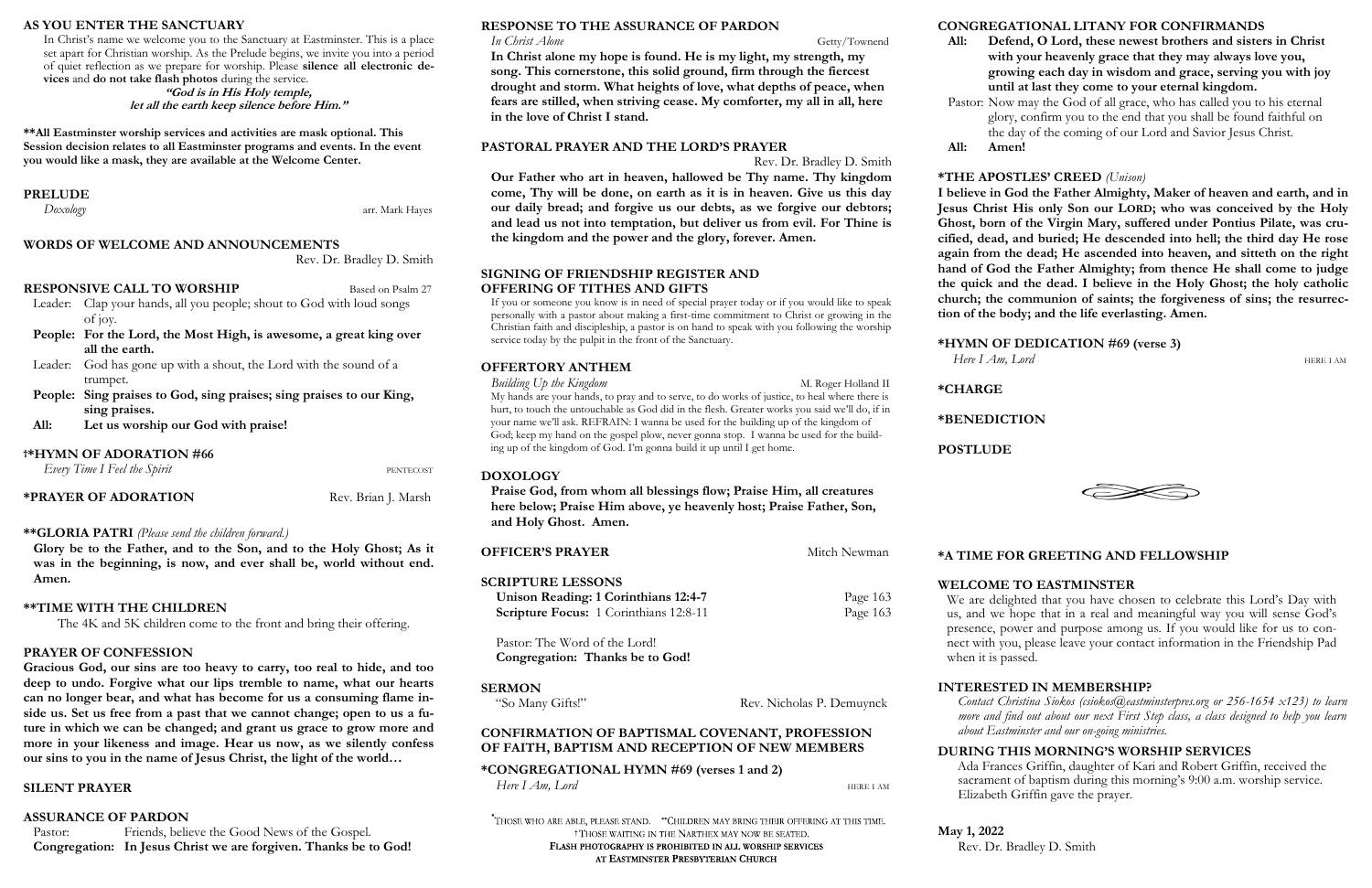## AS YOU ENTER THE SANCTUARY

In Christ's name we welcome you to the Sanctuary at Eastminster. This is a place set apart for Christian worship. As the Prelude begins, we invite you into a period of quiet reflection as we prepare for worship. Please **silence all electronic devices** and **do not take flash photos** during the service.

***"God is in His Holy temple, let all the earth keep silence before Him."***

**\*\*All Eastminster worship services and activities are mask optional. This Session decision relates to all Eastminster programs and events. In the event you would like a mask, they are available at the Welcome Center.**

## PRELUDE

*Doxology* — arr. Mark Hayes

## WORDS OF WELCOME AND ANNOUNCEMENTS

Rev. Dr. Bradley D. Smith

## RESPONSIVE CALL TO WORSHIP

Based on Psalm 27

Leader: Clap your hands, all you people; shout to God with loud songs of joy.

**People: For the Lord, the Most High, is awesome, a great king over all the earth.**

Leader: God has gone up with a shout, the Lord with the sound of a trumpet.

**People: Sing praises to God, sing praises; sing praises to our King, sing praises.**

**All: Let us worship our God with praise!**

## †\*HYMN OF ADORATION #66

*Every Time I Feel the Spirit* — PENTECOST

## \*PRAYER OF ADORATION

Rev. Brian J. Marsh

## \*\*GLORIA PATRI *(Please send the children forward.)*

**Glory be to the Father, and to the Son, and to the Holy Ghost; As it was in the beginning, is now, and ever shall be, world without end. Amen.**

## \*\*TIME WITH THE CHILDREN

The 4K and 5K children come to the front and bring their offering.

## PRAYER OF CONFESSION

**Gracious God, our sins are too heavy to carry, too real to hide, and too deep to undo. Forgive what our lips tremble to name, what our hearts can no longer bear, and what has become for us a consuming flame inside us. Set us free from a past that we cannot change; open to us a future in which we can be changed; and grant us grace to grow more and more in your likeness and image. Hear us now, as we silently confess our sins to you in the name of Jesus Christ, the light of the world…**

## SILENT PRAYER

## ASSURANCE OF PARDON

Pastor: Friends, believe the Good News of the Gospel.

**Congregation: In Jesus Christ we are forgiven. Thanks be to God!**

## RESPONSE TO THE ASSURANCE OF PARDON

*In Christ Alone* — Getty/Townend

**In Christ alone my hope is found. He is my light, my strength, my song. This cornerstone, this solid ground, firm through the fiercest drought and storm. What heights of love, what depths of peace, when fears are stilled, when striving cease. My comforter, my all in all, here in the love of Christ I stand.**

## PASTORAL PRAYER AND THE LORD'S PRAYER

Rev. Dr. Bradley D. Smith

**Our Father who art in heaven, hallowed be Thy name. Thy kingdom come, Thy will be done, on earth as it is in heaven. Give us this day our daily bread; and forgive us our debts, as we forgive our debtors; and lead us not into temptation, but deliver us from evil. For Thine is the kingdom and the power and the glory, forever. Amen.**

## SIGNING OF FRIENDSHIP REGISTER AND OFFERING OF TITHES AND GIFTS

If you or someone you know is in need of special prayer today or if you would like to speak personally with a pastor about making a first-time commitment to Christ or growing in the Christian faith and discipleship, a pastor is on hand to speak with you following the worship service today by the pulpit in the front of the Sanctuary.

## OFFERTORY ANTHEM

*Building Up the Kingdom* — M. Roger Holland II

My hands are your hands, to pray and to serve, to do works of justice, to heal where there is hurt, to touch the untouchable as God did in the flesh. Greater works you said we'll do, if in your name we'll ask. REFRAIN: I wanna be used for the building up of the kingdom of God; keep my hand on the gospel plow, never gonna stop. I wanna be used for the building up of the kingdom of God. I'm gonna build it up until I get home.

## DOXOLOGY

**Praise God, from whom all blessings flow; Praise Him, all creatures here below; Praise Him above, ye heavenly host; Praise Father, Son, and Holy Ghost. Amen.**

## OFFICER'S PRAYER

Mitch Newman

## SCRIPTURE LESSONS

**Unison Reading: 1 Corinthians 12:4-7** — Page 163

**Scripture Focus:** 1 Corinthians 12:8-11 — Page 163

Pastor: The Word of the Lord!

**Congregation: Thanks be to God!**

## SERMON

"So Many Gifts!" — Rev. Nicholas P. Demuynck

## CONFIRMATION OF BAPTISMAL COVENANT, PROFESSION OF FAITH, BAPTISM AND RECEPTION OF NEW MEMBERS

## \*CONGREGATIONAL HYMN #69 (verses 1 and 2)

*Here I Am, Lord* — HERE I AM

\*Those who are able, please stand. \*\*Children may bring their offering at this time.
†Those waiting in the Narthex may now be seated.
**Flash photography is prohibited in all worship services at Eastminster Presbyterian Church**

## CONGREGATIONAL LITANY FOR CONFIRMANDS

**All: Defend, O Lord, these newest brothers and sisters in Christ with your heavenly grace that they may always love you, growing each day in wisdom and grace, serving you with joy until at last they come to your eternal kingdom.**

Pastor: Now may the God of all grace, who has called you to his eternal glory, confirm you to the end that you shall be found faithful on the day of the coming of our Lord and Savior Jesus Christ.

**All: Amen!**

## \*THE APOSTLES' CREED *(Unison)*

**I believe in God the Father Almighty, Maker of heaven and earth, and in Jesus Christ His only Son our LORD; who was conceived by the Holy Ghost, born of the Virgin Mary, suffered under Pontius Pilate, was crucified, dead, and buried; He descended into hell; the third day He rose again from the dead; He ascended into heaven, and sitteth on the right hand of God the Father Almighty; from thence He shall come to judge the quick and the dead. I believe in the Holy Ghost; the holy catholic church; the communion of saints; the forgiveness of sins; the resurrection of the body; and the life everlasting. Amen.**

## \*HYMN OF DEDICATION #69 (verse 3)

*Here I Am, Lord* — HERE I AM

## \*CHARGE

## \*BENEDICTION

## POSTLUDE

## \*A TIME FOR GREETING AND FELLOWSHIP

## WELCOME TO EASTMINSTER

We are delighted that you have chosen to celebrate this Lord's Day with us, and we hope that in a real and meaningful way you will sense God's presence, power and purpose among us. If you would like for us to connect with you, please leave your contact information in the Friendship Pad when it is passed.

## INTERESTED IN MEMBERSHIP?

*Contact Christina Siokos (csiokos@eastminsterpres.org or 256-1654 x123) to learn more and find out about our next First Step class, a class designed to help you learn about Eastminster and our on-going ministries.*

## DURING THIS MORNING'S WORSHIP SERVICES

Ada Frances Griffin, daughter of Kari and Robert Griffin, received the sacrament of baptism during this morning's 9:00 a.m. worship service. Elizabeth Griffin gave the prayer.

**May 1, 2022**
Rev. Dr. Bradley D. Smith